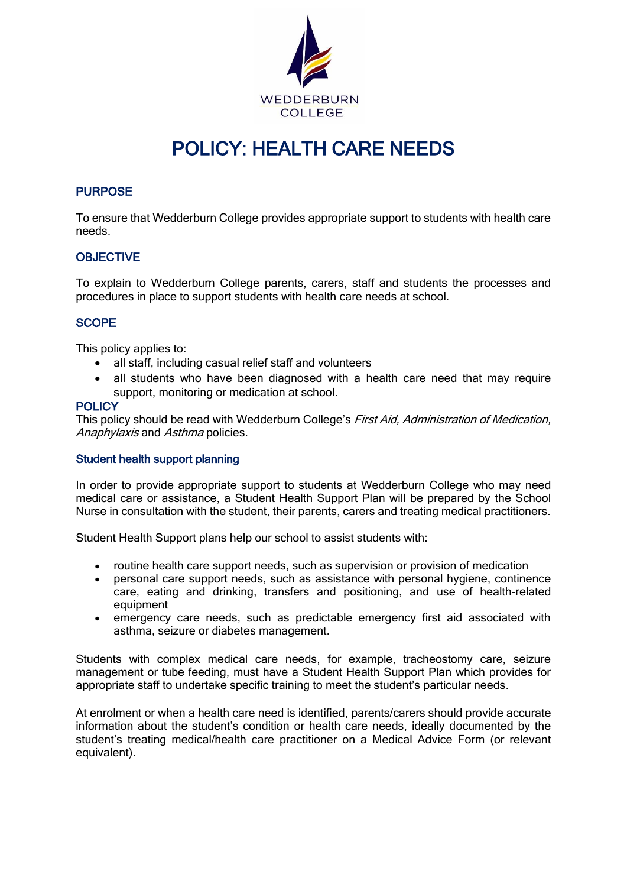WEDDERBURN COLLEGE

# POLICY: HEALTH CARE NEEDS

## PURPOSE

To ensure that Wedderburn College provides appropriate support to students with health care needs.

## OBJECTIVE

To explain to Wedderburn College parents, carers, staff and students the processes and procedures in place to support students with health care needs at school.

## SCOPE

This policy applies to:

- all staff, including casual relief staff and volunteers
- all students who have been diagnosed with a health care need that may require support, monitoring or medication at school.

## POLICY

This policy should be read with Wedderburn College's *First Aid, Administration of Medication, Anaphylaxis* and *Asthma* policies.

### Student health support planning

In order to provide appropriate support to students at Wedderburn College who may need medical care or assistance, a Student Health Support Plan will be prepared by the School Nurse in consultation with the student, their parents, carers and treating medical practitioners.

Student Health Support plans help our school to assist students with:

- routine health care support needs, such as supervision or provision of medication
- personal care support needs, such as assistance with personal hygiene, continence care, eating and drinking, transfers and positioning, and use of health-related equipment
- emergency care needs, such as predictable emergency first aid associated with asthma, seizure or diabetes management.

Students with complex medical care needs, for example, tracheostomy care, seizure management or tube feeding, must have a Student Health Support Plan which provides for appropriate staff to undertake specific training to meet the student's particular needs.

At enrolment or when a health care need is identified, parents/carers should provide accurate information about the student's condition or health care needs, ideally documented by the student's treating medical/health care practitioner on a Medical Advice Form (or relevant equivalent).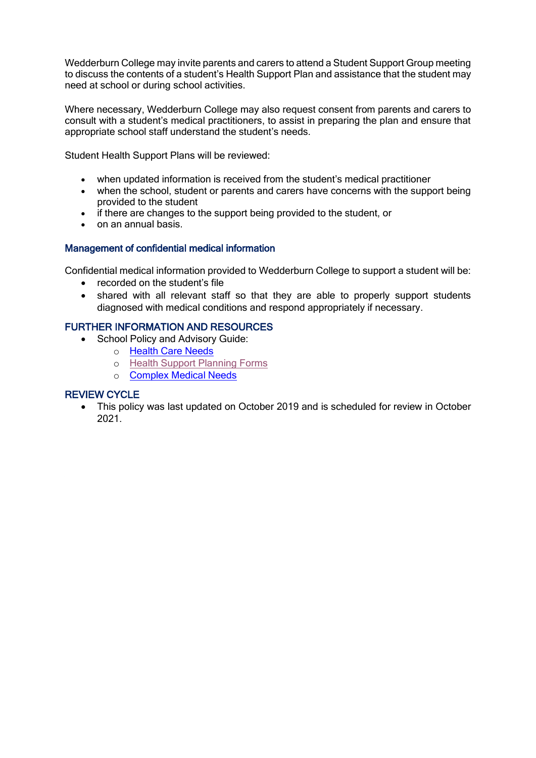Wedderburn College may invite parents and carers to attend a Student Support Group meeting to discuss the contents of a student's Health Support Plan and assistance that the student may need at school or during school activities.

Where necessary, Wedderburn College may also request consent from parents and carers to consult with a student's medical practitioners, to assist in preparing the plan and ensure that appropriate school staff understand the student's needs.

Student Health Support Plans will be reviewed:

- when updated information is received from the student's medical practitioner
- when the school, student or parents and carers have concerns with the support being provided to the student
- if there are changes to the support being provided to the student, or
- on an annual basis.

### Management of confidential medical information

Confidential medical information provided to Wedderburn College to support a student will be:

- recorded on the student's file
- shared with all relevant staff so that they are able to properly support students diagnosed with medical conditions and respond appropriately if necessary.

## FURTHER INFORMATION AND RESOURCES

- School Policy and Advisory Guide:
  - Health Care Needs
  - Health Support Planning Forms
  - Complex Medical Needs

## REVIEW CYCLE

- This policy was last updated on October 2019 and is scheduled for review in October 2021.